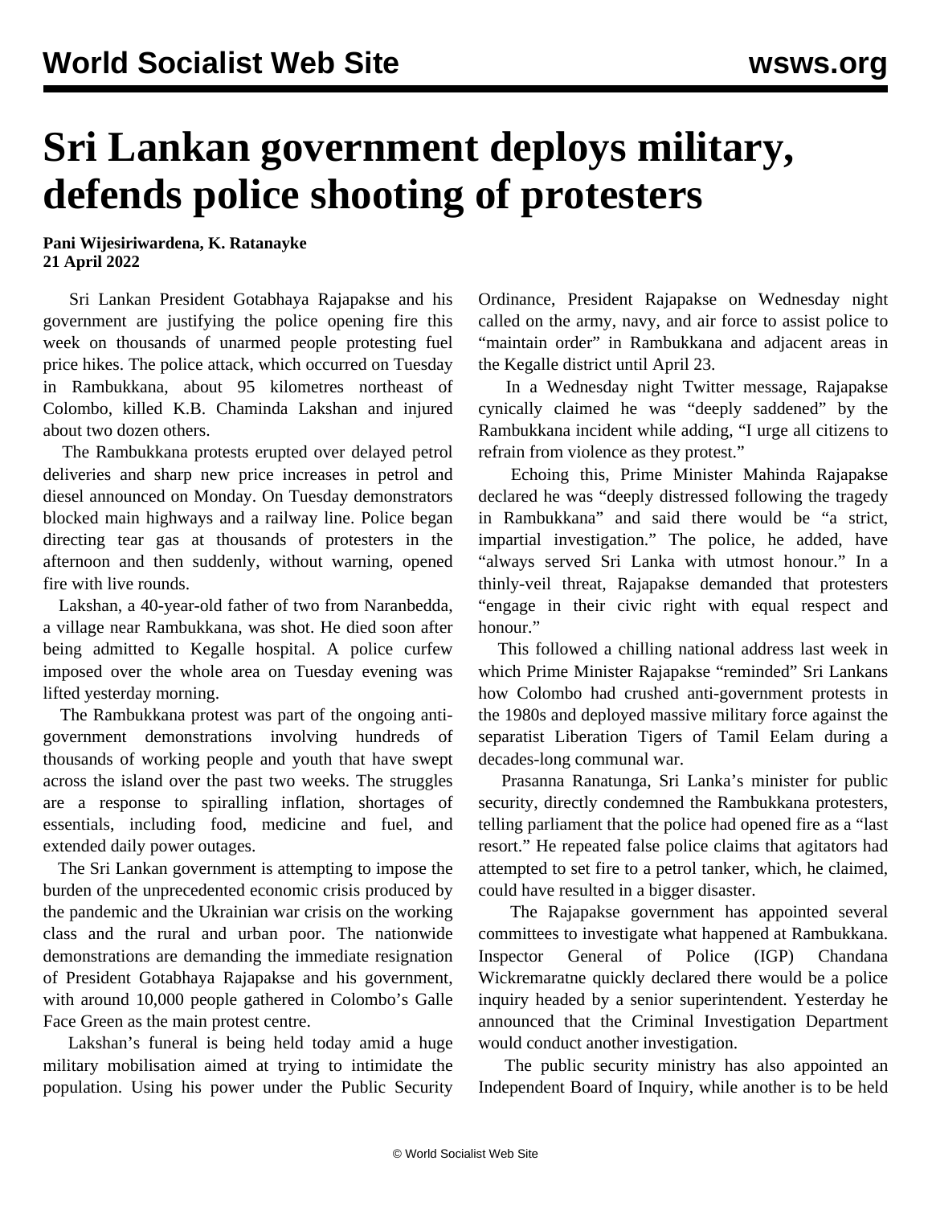# Sri Lankan government deploys military, defends police shooting of protesters

**Pani Wijesiriwardena, K. Ratanayke**
**21 April 2022**

Sri Lankan President Gotabhaya Rajapakse and his government are justifying the police opening fire this week on thousands of unarmed people protesting fuel price hikes. The police attack, which occurred on Tuesday in Rambukkana, about 95 kilometres northeast of Colombo, killed K.B. Chaminda Lakshan and injured about two dozen others.

The Rambukkana protests erupted over delayed petrol deliveries and sharp new price increases in petrol and diesel announced on Monday. On Tuesday demonstrators blocked main highways and a railway line. Police began directing tear gas at thousands of protesters in the afternoon and then suddenly, without warning, opened fire with live rounds.

Lakshan, a 40-year-old father of two from Naranbedda, a village near Rambukkana, was shot. He died soon after being admitted to Kegalle hospital. A police curfew imposed over the whole area on Tuesday evening was lifted yesterday morning.

The Rambukkana protest was part of the ongoing anti-government demonstrations involving hundreds of thousands of working people and youth that have swept across the island over the past two weeks. The struggles are a response to spiralling inflation, shortages of essentials, including food, medicine and fuel, and extended daily power outages.

The Sri Lankan government is attempting to impose the burden of the unprecedented economic crisis produced by the pandemic and the Ukrainian war crisis on the working class and the rural and urban poor. The nationwide demonstrations are demanding the immediate resignation of President Gotabhaya Rajapakse and his government, with around 10,000 people gathered in Colombo's Galle Face Green as the main protest centre.

Lakshan's funeral is being held today amid a huge military mobilisation aimed at trying to intimidate the population. Using his power under the Public Security Ordinance, President Rajapakse on Wednesday night called on the army, navy, and air force to assist police to "maintain order" in Rambukkana and adjacent areas in the Kegalle district until April 23.

In a Wednesday night Twitter message, Rajapakse cynically claimed he was "deeply saddened" by the Rambukkana incident while adding, "I urge all citizens to refrain from violence as they protest."

Echoing this, Prime Minister Mahinda Rajapakse declared he was "deeply distressed following the tragedy in Rambukkana" and said there would be "a strict, impartial investigation." The police, he added, have "always served Sri Lanka with utmost honour." In a thinly-veil threat, Rajapakse demanded that protesters "engage in their civic right with equal respect and honour."

This followed a chilling national address last week in which Prime Minister Rajapakse "reminded" Sri Lankans how Colombo had crushed anti-government protests in the 1980s and deployed massive military force against the separatist Liberation Tigers of Tamil Eelam during a decades-long communal war.

Prasanna Ranatunga, Sri Lanka's minister for public security, directly condemned the Rambukkana protesters, telling parliament that the police had opened fire as a "last resort." He repeated false police claims that agitators had attempted to set fire to a petrol tanker, which, he claimed, could have resulted in a bigger disaster.

The Rajapakse government has appointed several committees to investigate what happened at Rambukkana. Inspector General of Police (IGP) Chandana Wickremaratne quickly declared there would be a police inquiry headed by a senior superintendent. Yesterday he announced that the Criminal Investigation Department would conduct another investigation.

The public security ministry has also appointed an Independent Board of Inquiry, while another is to be held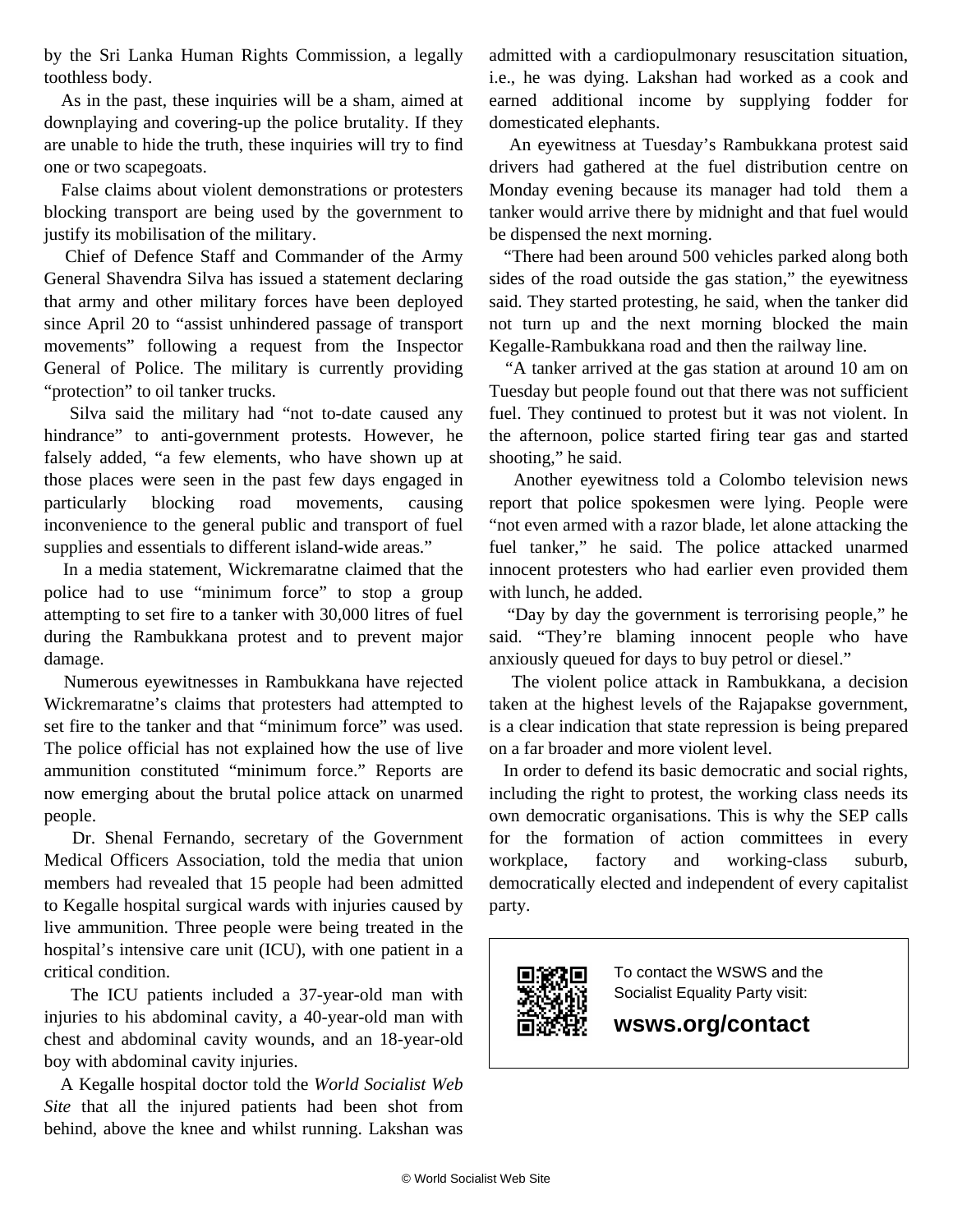by the Sri Lanka Human Rights Commission, a legally toothless body.

As in the past, these inquiries will be a sham, aimed at downplaying and covering-up the police brutality. If they are unable to hide the truth, these inquiries will try to find one or two scapegoats.

False claims about violent demonstrations or protesters blocking transport are being used by the government to justify its mobilisation of the military.

Chief of Defence Staff and Commander of the Army General Shavendra Silva has issued a statement declaring that army and other military forces have been deployed since April 20 to "assist unhindered passage of transport movements" following a request from the Inspector General of Police. The military is currently providing "protection" to oil tanker trucks.

Silva said the military had "not to-date caused any hindrance" to anti-government protests. However, he falsely added, "a few elements, who have shown up at those places were seen in the past few days engaged in particularly blocking road movements, causing inconvenience to the general public and transport of fuel supplies and essentials to different island-wide areas."

In a media statement, Wickremaratne claimed that the police had to use "minimum force" to stop a group attempting to set fire to a tanker with 30,000 litres of fuel during the Rambukkana protest and to prevent major damage.

Numerous eyewitnesses in Rambukkana have rejected Wickremaratne's claims that protesters had attempted to set fire to the tanker and that "minimum force" was used. The police official has not explained how the use of live ammunition constituted "minimum force." Reports are now emerging about the brutal police attack on unarmed people.

Dr. Shenal Fernando, secretary of the Government Medical Officers Association, told the media that union members had revealed that 15 people had been admitted to Kegalle hospital surgical wards with injuries caused by live ammunition. Three people were being treated in the hospital's intensive care unit (ICU), with one patient in a critical condition.

The ICU patients included a 37-year-old man with injuries to his abdominal cavity, a 40-year-old man with chest and abdominal cavity wounds, and an 18-year-old boy with abdominal cavity injuries.

A Kegalle hospital doctor told the *World Socialist Web Site* that all the injured patients had been shot from behind, above the knee and whilst running. Lakshan was admitted with a cardiopulmonary resuscitation situation, i.e., he was dying. Lakshan had worked as a cook and earned additional income by supplying fodder for domesticated elephants.

An eyewitness at Tuesday's Rambukkana protest said drivers had gathered at the fuel distribution centre on Monday evening because its manager had told them a tanker would arrive there by midnight and that fuel would be dispensed the next morning.

"There had been around 500 vehicles parked along both sides of the road outside the gas station," the eyewitness said. They started protesting, he said, when the tanker did not turn up and the next morning blocked the main Kegalle-Rambukkana road and then the railway line.

"A tanker arrived at the gas station at around 10 am on Tuesday but people found out that there was not sufficient fuel. They continued to protest but it was not violent. In the afternoon, police started firing tear gas and started shooting," he said.

Another eyewitness told a Colombo television news report that police spokesmen were lying. People were "not even armed with a razor blade, let alone attacking the fuel tanker," he said. The police attacked unarmed innocent protesters who had earlier even provided them with lunch, he added.

"Day by day the government is terrorising people," he said. "They're blaming innocent people who have anxiously queued for days to buy petrol or diesel."

The violent police attack in Rambukkana, a decision taken at the highest levels of the Rajapakse government, is a clear indication that state repression is being prepared on a far broader and more violent level.

In order to defend its basic democratic and social rights, including the right to protest, the working class needs its own democratic organisations. This is why the SEP calls for the formation of action committees in every workplace, factory and working-class suburb, democratically elected and independent of every capitalist party.

To contact the WSWS and the Socialist Equality Party visit:

**wsws.org/contact**